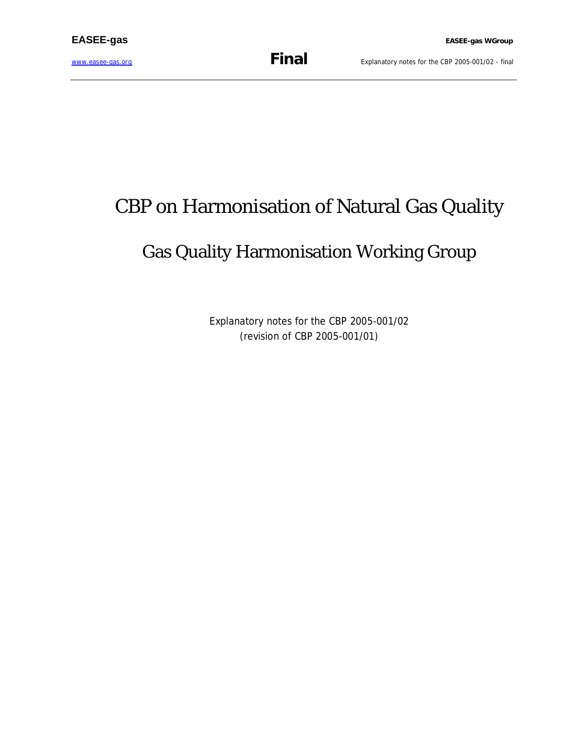# CBP on Harmonisation of Natural Gas Quality

## Gas Quality Harmonisation Working Group

Explanatory notes for the CBP 2005-001/02
(revision of CBP 2005-001/01)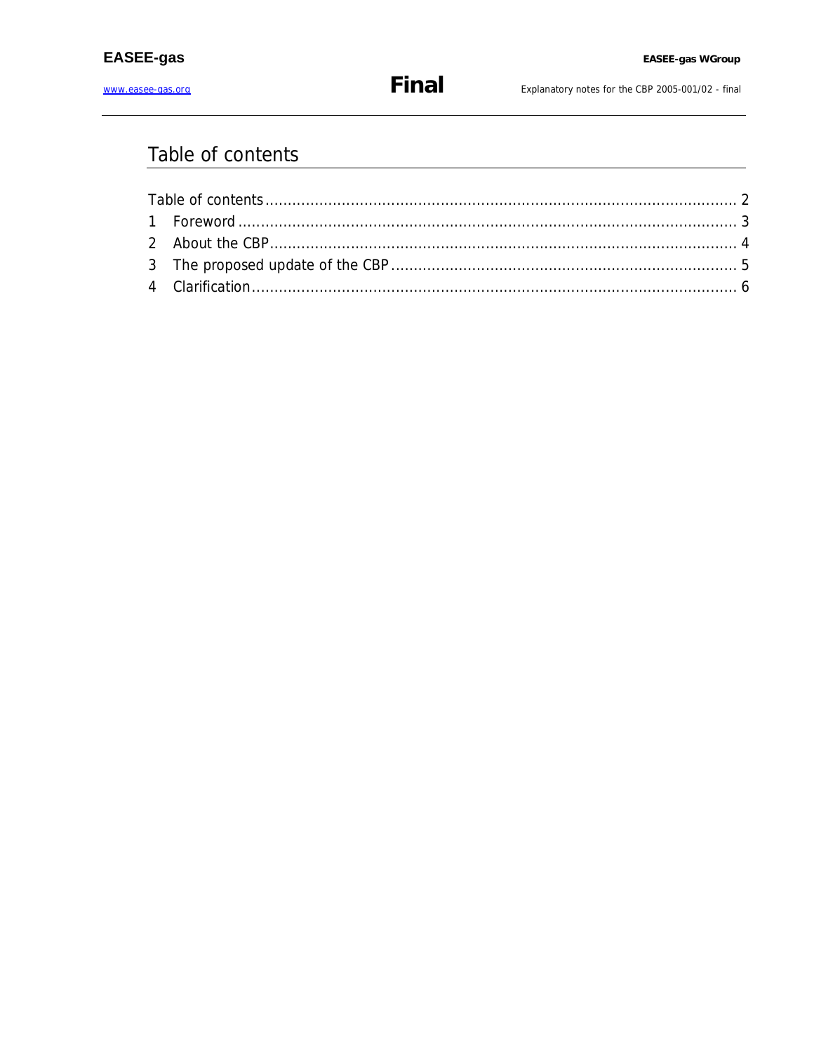# Table of contents

Table of contents ........................................................................................................ 2
1 Foreword ................................................................................................................ 3
2 About the CBP ......................................................................................................... 4
3 The proposed update of the CBP ............................................................................ 5
4 Clarification ............................................................................................................ 6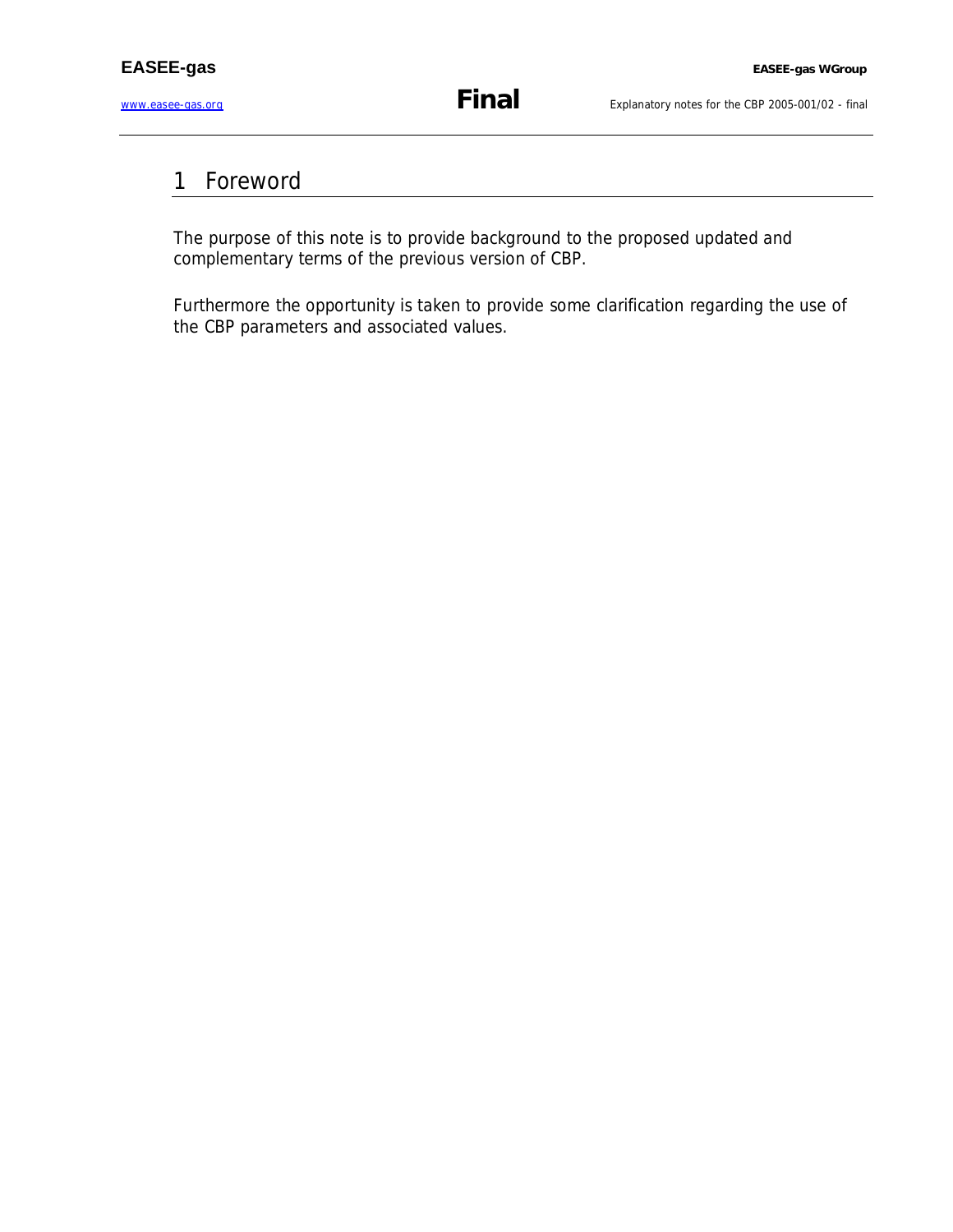# 1 Foreword

The purpose of this note is to provide background to the proposed updated and complementary terms of the previous version of CBP.

Furthermore the opportunity is taken to provide some clarification regarding the use of the CBP parameters and associated values.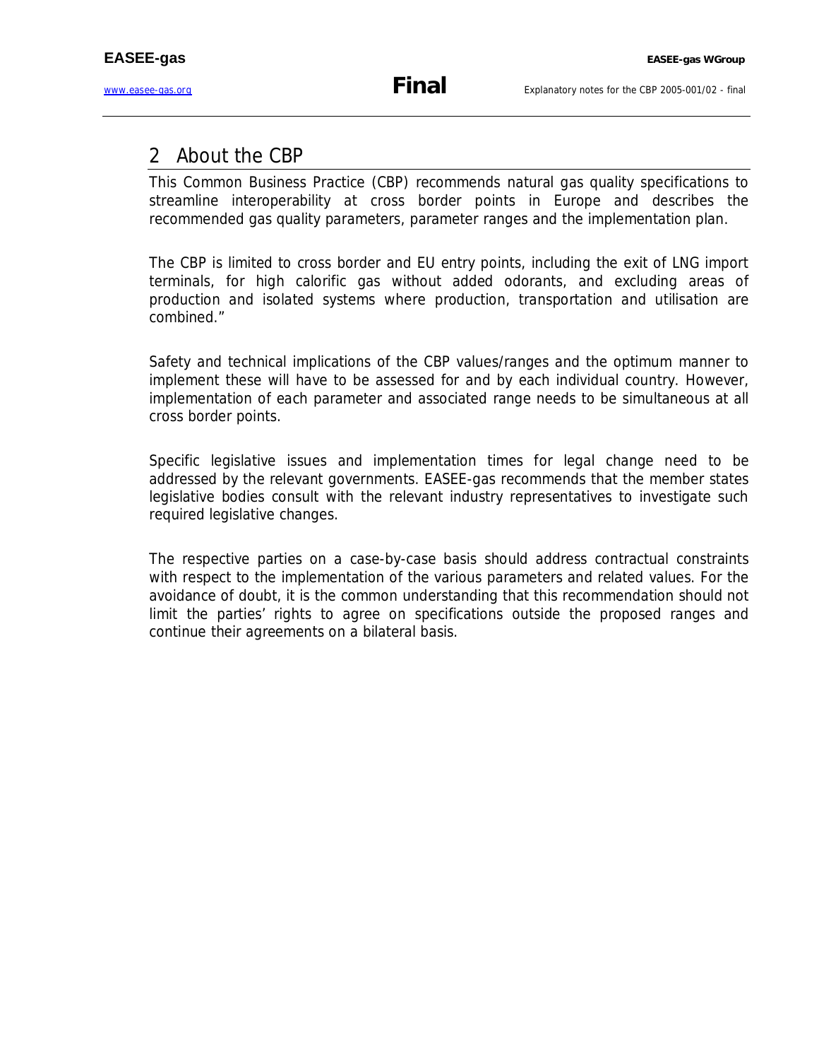## 2 About the CBP

This Common Business Practice (CBP) recommends natural gas quality specifications to streamline interoperability at cross border points in Europe and describes the recommended gas quality parameters, parameter ranges and the implementation plan.

The CBP is limited to cross border and EU entry points, including the exit of LNG import terminals, for high calorific gas without added odorants, and excluding areas of production and isolated systems where production, transportation and utilisation are combined."

Safety and technical implications of the CBP values/ranges and the optimum manner to implement these will have to be assessed for and by each individual country. However, implementation of each parameter and associated range needs to be simultaneous at all cross border points.

Specific legislative issues and implementation times for legal change need to be addressed by the relevant governments. EASEE-gas recommends that the member states legislative bodies consult with the relevant industry representatives to investigate such required legislative changes.

The respective parties on a case-by-case basis should address contractual constraints with respect to the implementation of the various parameters and related values. For the avoidance of doubt, it is the common understanding that this recommendation should not limit the parties' rights to agree on specifications outside the proposed ranges and continue their agreements on a bilateral basis.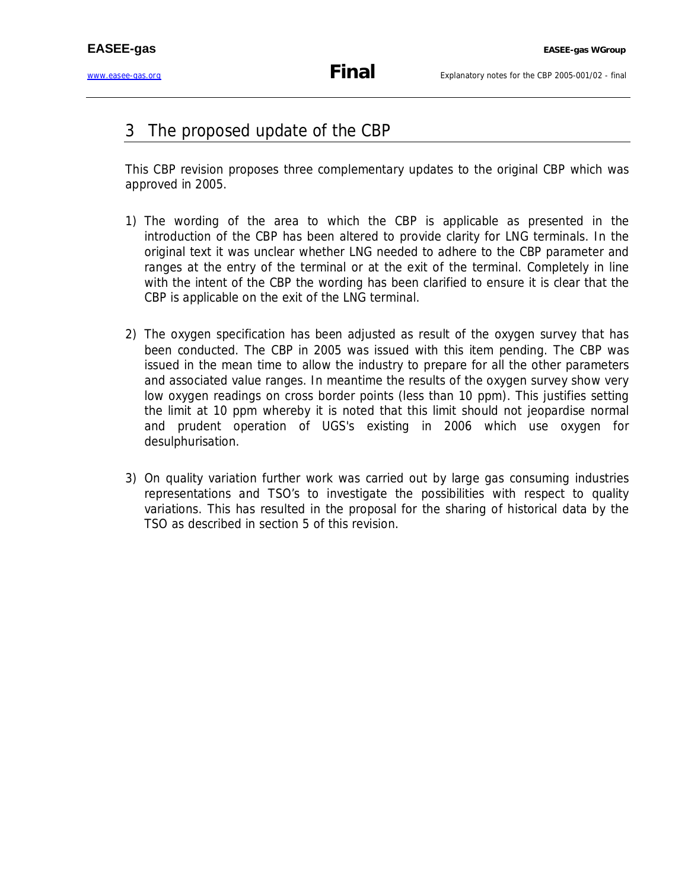# 3 The proposed update of the CBP

This CBP revision proposes three complementary updates to the original CBP which was approved in 2005.

1) The wording of the area to which the CBP is applicable as presented in the introduction of the CBP has been altered to provide clarity for LNG terminals. In the original text it was unclear whether LNG needed to adhere to the CBP parameter and ranges at the entry of the terminal or at the exit of the terminal. Completely in line with the intent of the CBP the wording has been clarified to ensure it is clear that the CBP is applicable on the exit of the LNG terminal.

2) The oxygen specification has been adjusted as result of the oxygen survey that has been conducted. The CBP in 2005 was issued with this item pending. The CBP was issued in the mean time to allow the industry to prepare for all the other parameters and associated value ranges. In meantime the results of the oxygen survey show very low oxygen readings on cross border points (less than 10 ppm). This justifies setting the limit at 10 ppm whereby it is noted that this limit should not jeopardise normal and prudent operation of UGS's existing in 2006 which use oxygen for desulphurisation.

3) On quality variation further work was carried out by large gas consuming industries representations and TSO's to investigate the possibilities with respect to quality variations. This has resulted in the proposal for the sharing of historical data by the TSO as described in section 5 of this revision.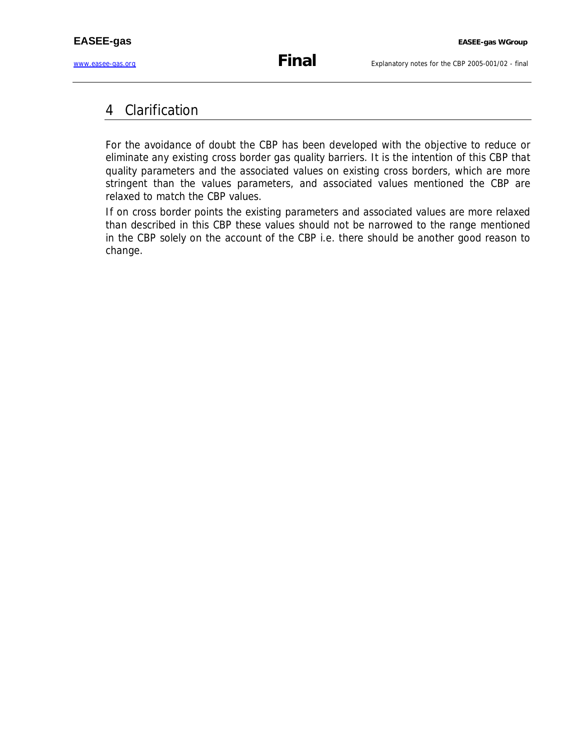# 4 Clarification

For the avoidance of doubt the CBP has been developed with the objective to reduce or eliminate any existing cross border gas quality barriers. It is the intention of this CBP that quality parameters and the associated values on existing cross borders, which are more stringent than the values parameters, and associated values mentioned the CBP are relaxed to match the CBP values.

If on cross border points the existing parameters and associated values are more relaxed than described in this CBP these values should not be narrowed to the range mentioned in the CBP solely on the account of the CBP i.e. there should be another good reason to change.